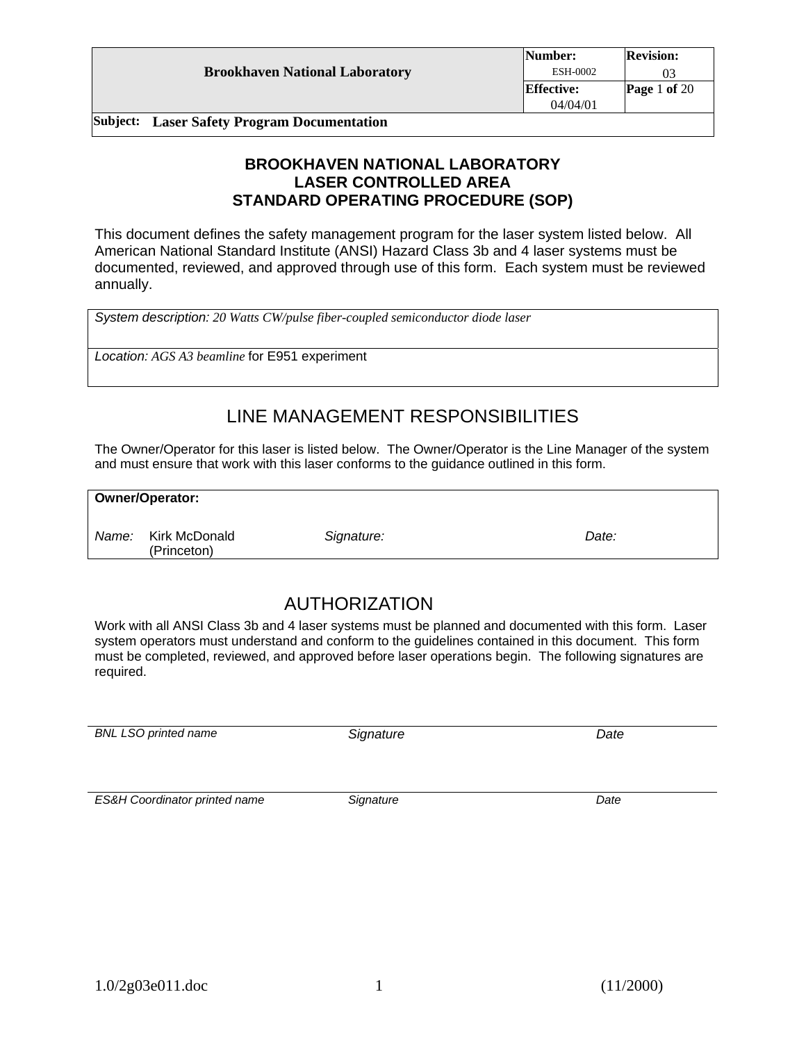| Brookhaven National Laboratory | Number: ESH-0002 | Revision: 03 |
|---|---|---|
| | Effective: 04/04/01 | Page 1 of 20 |
| **Subject:** Laser Safety Program Documentation | | |

# BROOKHAVEN NATIONAL LABORATORY
# LASER CONTROLLED AREA
# STANDARD OPERATING PROCEDURE (SOP)

This document defines the safety management program for the laser system listed below. All American National Standard Institute (ANSI) Hazard Class 3b and 4 laser systems must be documented, reviewed, and approved through use of this form. Each system must be reviewed annually.

| |
|---|
| *System description:* *20 Watts CW/pulse fiber-coupled semiconductor diode laser* |
| *Location:* *AGS A3 beamline* for E951 experiment |

## LINE MANAGEMENT RESPONSIBILITIES

The Owner/Operator for this laser is listed below. The Owner/Operator is the Line Manager of the system and must ensure that work with this laser conforms to the guidance outlined in this form.

**Owner/Operator:**

| *Name:* | *Signature:* | *Date:* |
|---|---|---|
| Kirk McDonald (Princeton) | | |

## AUTHORIZATION

Work with all ANSI Class 3b and 4 laser systems must be planned and documented with this form. Laser system operators must understand and conform to the guidelines contained in this document. This form must be completed, reviewed, and approved before laser operations begin. The following signatures are required.

| *BNL LSO printed name* | *Signature* | *Date* |
|---|---|---|
| | | |

| *ES&H Coordinator printed name* | *Signature* | *Date* |
|---|---|---|
| | | |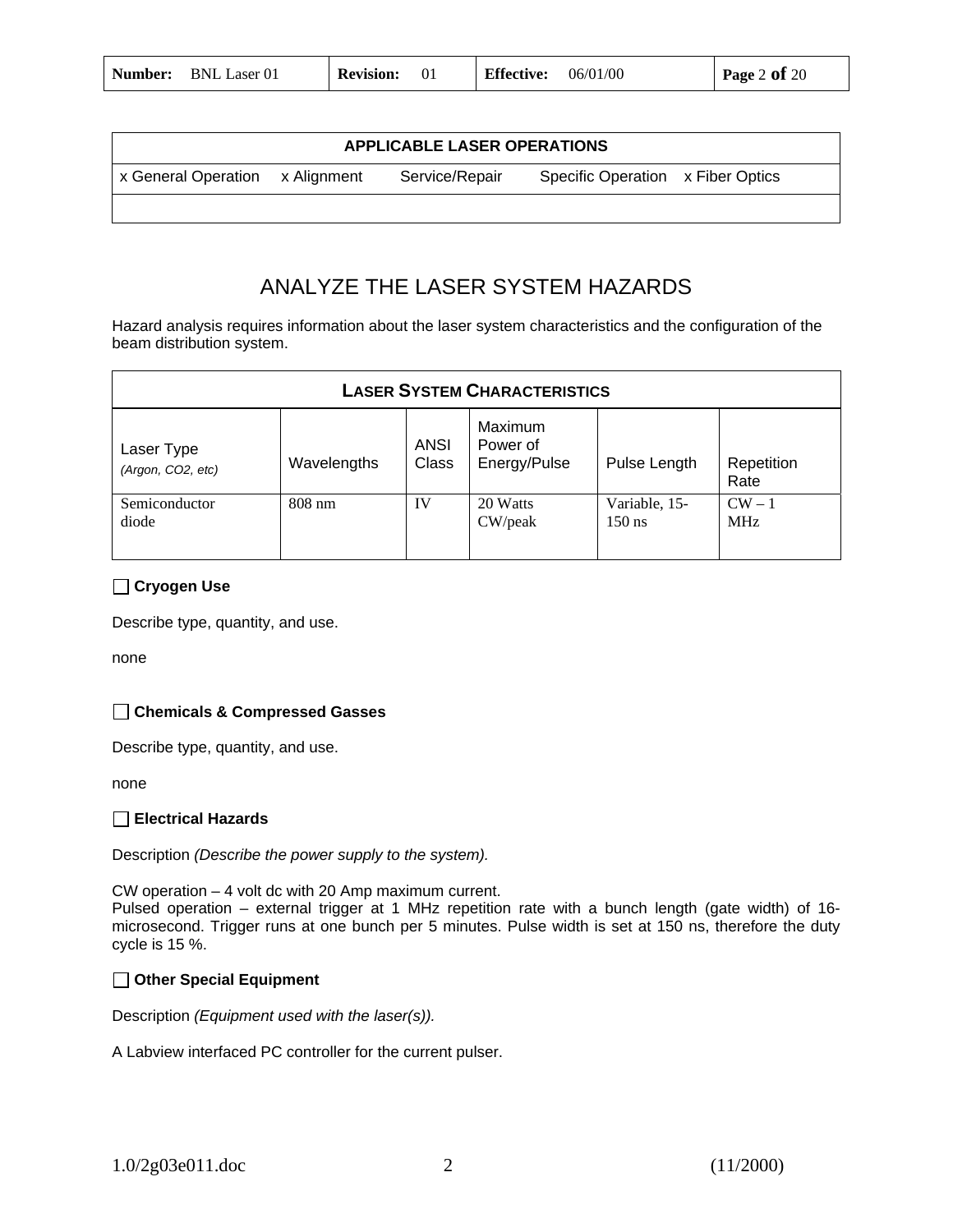| APPLICABLE LASER OPERATIONS | | | | |
|---|---|---|---|---|
| x General Operation | x Alignment | Service/Repair | Specific Operation | x Fiber Optics |

# ANALYZE THE LASER SYSTEM HAZARDS

Hazard analysis requires information about the laser system characteristics and the configuration of the beam distribution system.

| LASER SYSTEM CHARACTERISTICS | | | | | |
|---|---|---|---|---|---|
| Laser Type *(Argon, CO2, etc)* | Wavelengths | ANSI Class | Maximum Power of Energy/Pulse | Pulse Length | Repetition Rate |
| Semiconductor diode | 808 nm | IV | 20 Watts CW/peak | Variable, 15-150 ns | CW – 1 MHz |

☐ **Cryogen Use**

Describe type, quantity, and use.

none

☐ **Chemicals & Compressed Gasses**

Describe type, quantity, and use.

none

☐ **Electrical Hazards**

Description *(Describe the power supply to the system).*

CW operation – 4 volt dc with 20 Amp maximum current.
Pulsed operation – external trigger at 1 MHz repetition rate with a bunch length (gate width) of 16-microsecond. Trigger runs at one bunch per 5 minutes. Pulse width is set at 150 ns, therefore the duty cycle is 15 %.

☐ **Other Special Equipment**

Description *(Equipment used with the laser(s)).*

A Labview interfaced PC controller for the current pulser.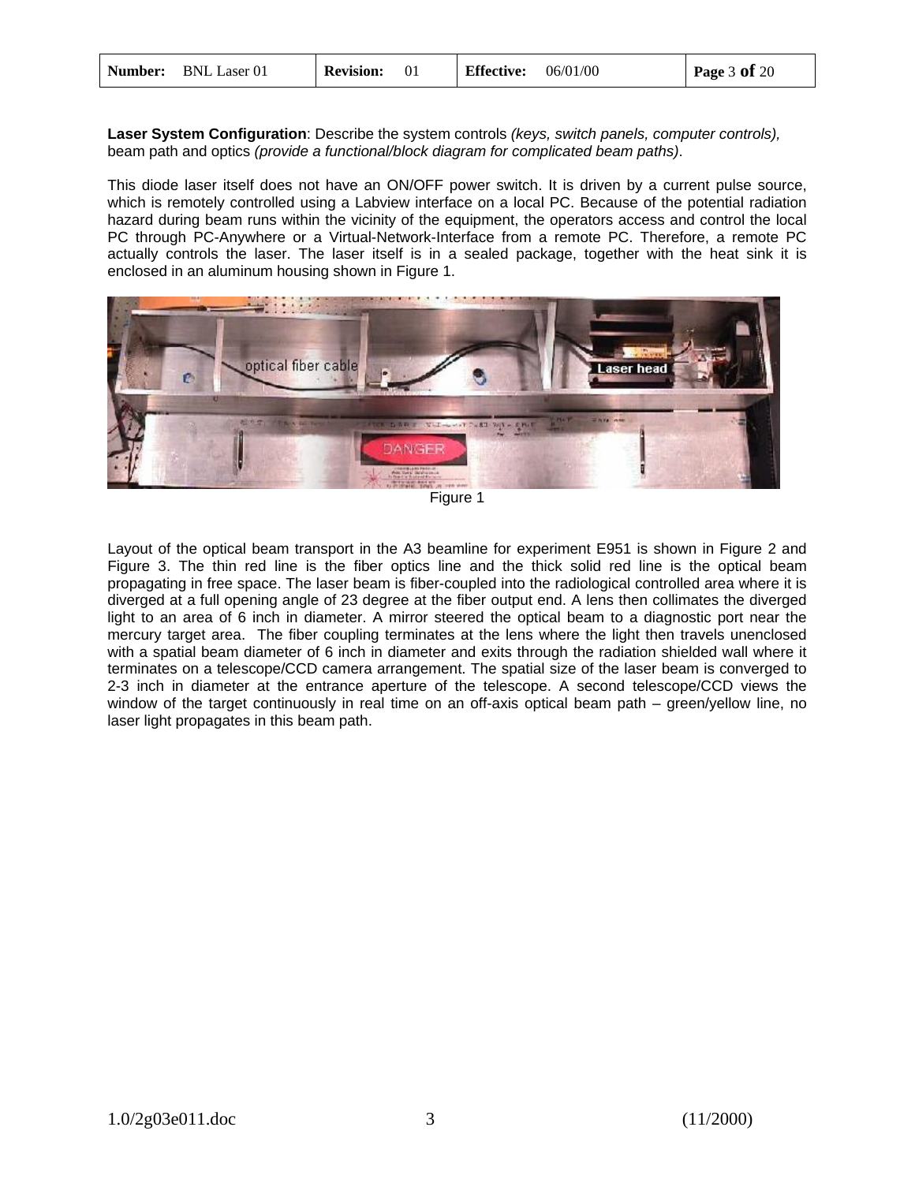**Laser System Configuration**: Describe the system controls *(keys, switch panels, computer controls),* beam path and optics *(provide a functional/block diagram for complicated beam paths)*.

This diode laser itself does not have an ON/OFF power switch. It is driven by a current pulse source, which is remotely controlled using a Labview interface on a local PC. Because of the potential radiation hazard during beam runs within the vicinity of the equipment, the operators access and control the local PC through PC-Anywhere or a Virtual-Network-Interface from a remote PC. Therefore, a remote PC actually controls the laser. The laser itself is in a sealed package, together with the heat sink it is enclosed in an aluminum housing shown in Figure 1.

Figure 1

Layout of the optical beam transport in the A3 beamline for experiment E951 is shown in Figure 2 and Figure 3. The thin red line is the fiber optics line and the thick solid red line is the optical beam propagating in free space. The laser beam is fiber-coupled into the radiological controlled area where it is diverged at a full opening angle of 23 degree at the fiber output end. A lens then collimates the diverged light to an area of 6 inch in diameter. A mirror steered the optical beam to a diagnostic port near the mercury target area. The fiber coupling terminates at the lens where the light then travels unenclosed with a spatial beam diameter of 6 inch in diameter and exits through the radiation shielded wall where it terminates on a telescope/CCD camera arrangement. The spatial size of the laser beam is converged to 2-3 inch in diameter at the entrance aperture of the telescope. A second telescope/CCD views the window of the target continuously in real time on an off-axis optical beam path – green/yellow line, no laser light propagates in this beam path.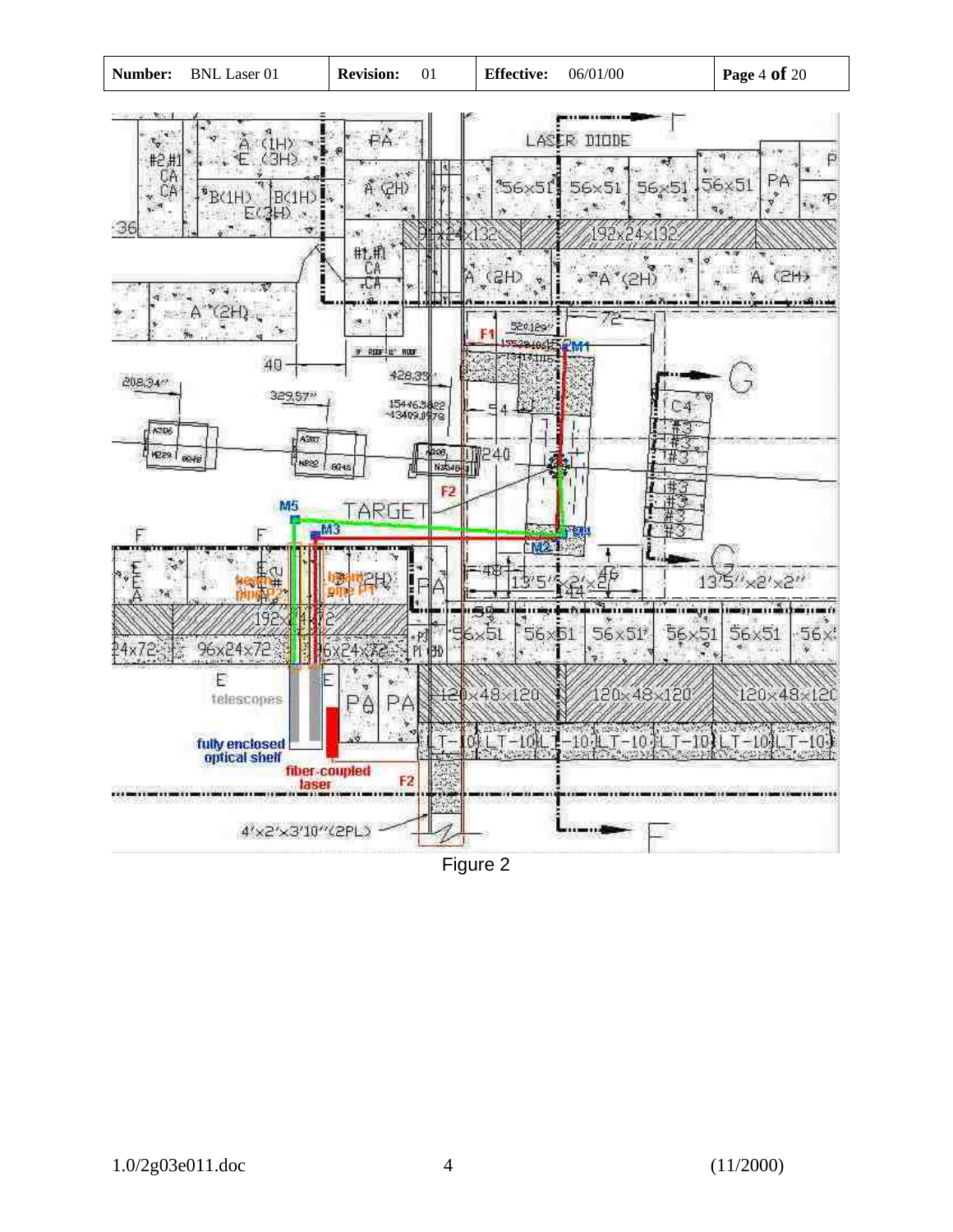Figure 2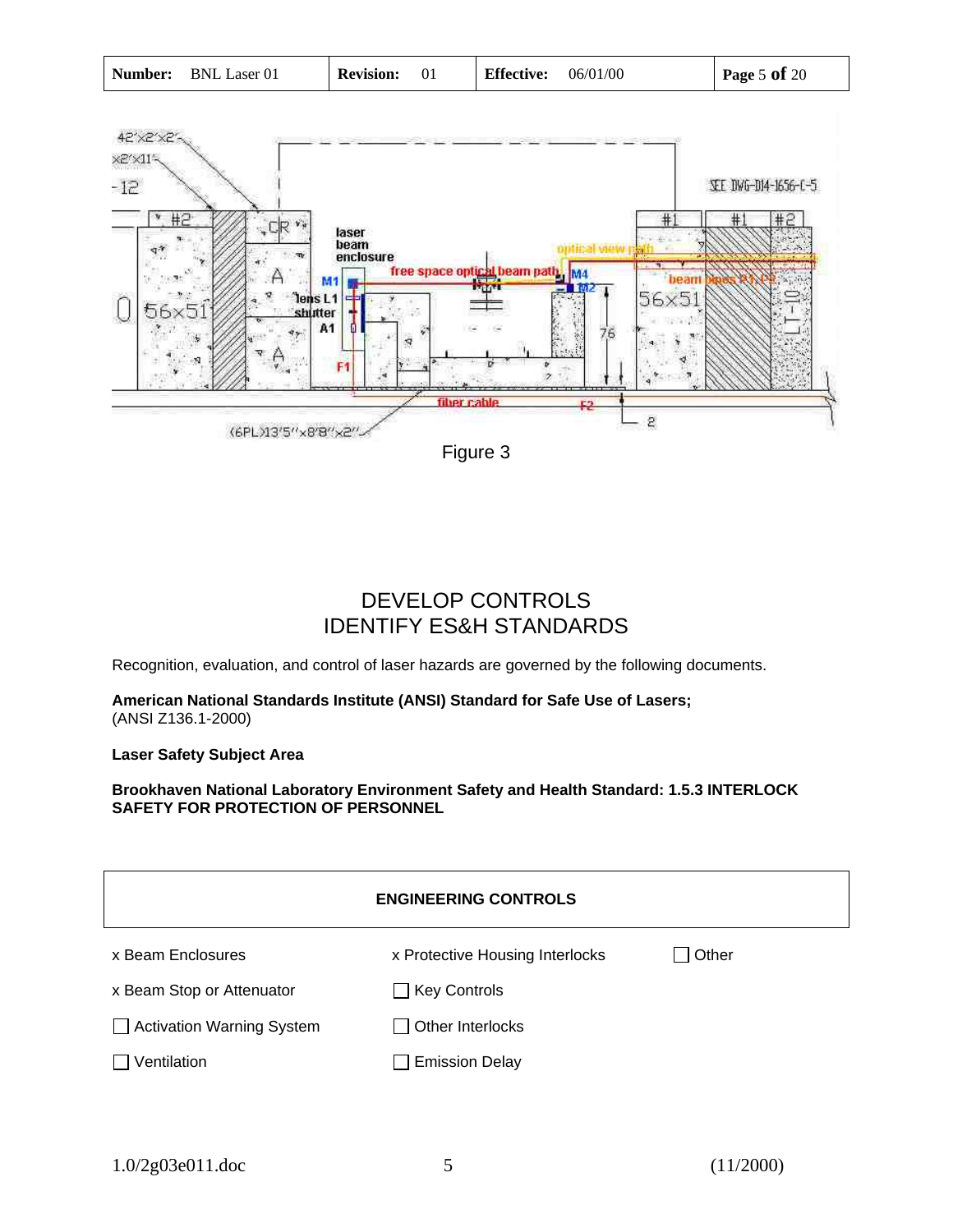Figure 3

# DEVELOP CONTROLS
# IDENTIFY ES&H STANDARDS

Recognition, evaluation, and control of laser hazards are governed by the following documents.

**American National Standards Institute (ANSI) Standard for Safe Use of Lasers;**
(ANSI Z136.1-2000)

**Laser Safety Subject Area**

**Brookhaven National Laboratory Environment Safety and Health Standard: 1.5.3 INTERLOCK SAFETY FOR PROTECTION OF PERSONNEL**

| ENGINEERING CONTROLS | | |
|---|---|---|
| x Beam Enclosures | x Protective Housing Interlocks | ☐ Other |
| x Beam Stop or Attenuator | ☐ Key Controls | |
| ☐ Activation Warning System | ☐ Other Interlocks | |
| ☐ Ventilation | ☐ Emission Delay | |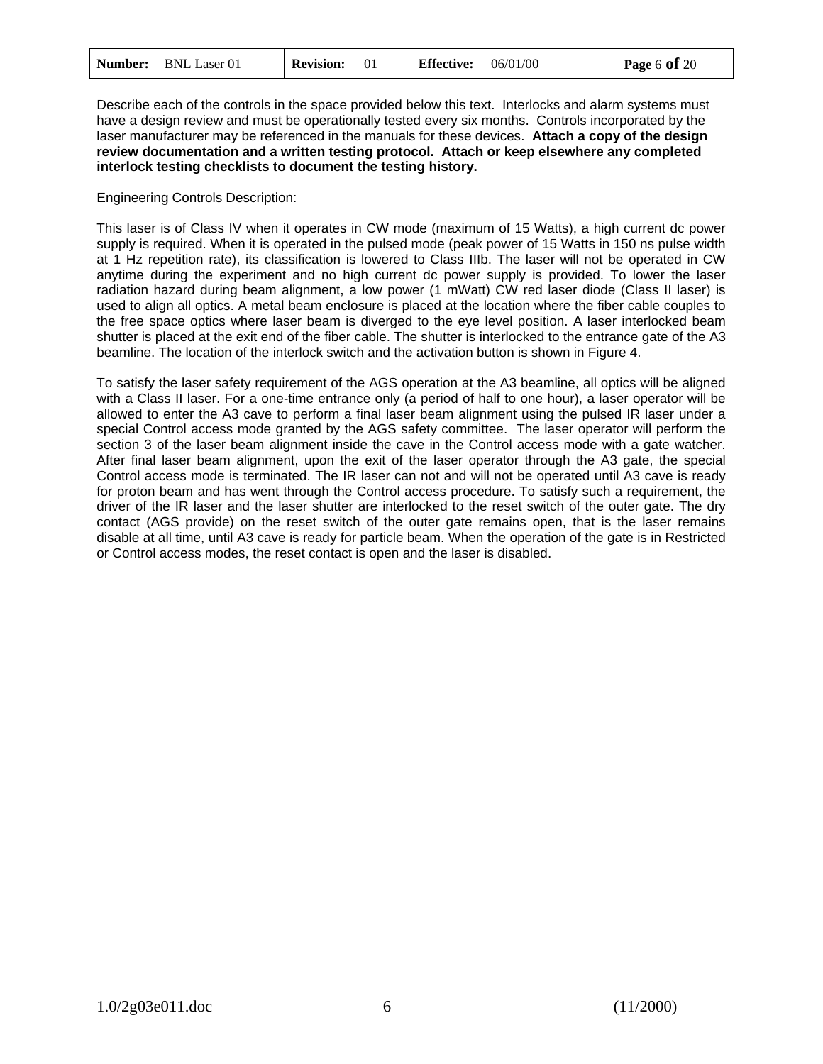Describe each of the controls in the space provided below this text. Interlocks and alarm systems must have a design review and must be operationally tested every six months. Controls incorporated by the laser manufacturer may be referenced in the manuals for these devices. **Attach a copy of the design review documentation and a written testing protocol. Attach or keep elsewhere any completed interlock testing checklists to document the testing history.**

Engineering Controls Description:

This laser is of Class IV when it operates in CW mode (maximum of 15 Watts), a high current dc power supply is required. When it is operated in the pulsed mode (peak power of 15 Watts in 150 ns pulse width at 1 Hz repetition rate), its classification is lowered to Class IIIb. The laser will not be operated in CW anytime during the experiment and no high current dc power supply is provided. To lower the laser radiation hazard during beam alignment, a low power (1 mWatt) CW red laser diode (Class II laser) is used to align all optics. A metal beam enclosure is placed at the location where the fiber cable couples to the free space optics where laser beam is diverged to the eye level position. A laser interlocked beam shutter is placed at the exit end of the fiber cable. The shutter is interlocked to the entrance gate of the A3 beamline. The location of the interlock switch and the activation button is shown in Figure 4.

To satisfy the laser safety requirement of the AGS operation at the A3 beamline, all optics will be aligned with a Class II laser. For a one-time entrance only (a period of half to one hour), a laser operator will be allowed to enter the A3 cave to perform a final laser beam alignment using the pulsed IR laser under a special Control access mode granted by the AGS safety committee. The laser operator will perform the section 3 of the laser beam alignment inside the cave in the Control access mode with a gate watcher. After final laser beam alignment, upon the exit of the laser operator through the A3 gate, the special Control access mode is terminated. The IR laser can not and will not be operated until A3 cave is ready for proton beam and has went through the Control access procedure. To satisfy such a requirement, the driver of the IR laser and the laser shutter are interlocked to the reset switch of the outer gate. The dry contact (AGS provide) on the reset switch of the outer gate remains open, that is the laser remains disable at all time, until A3 cave is ready for particle beam. When the operation of the gate is in Restricted or Control access modes, the reset contact is open and the laser is disabled.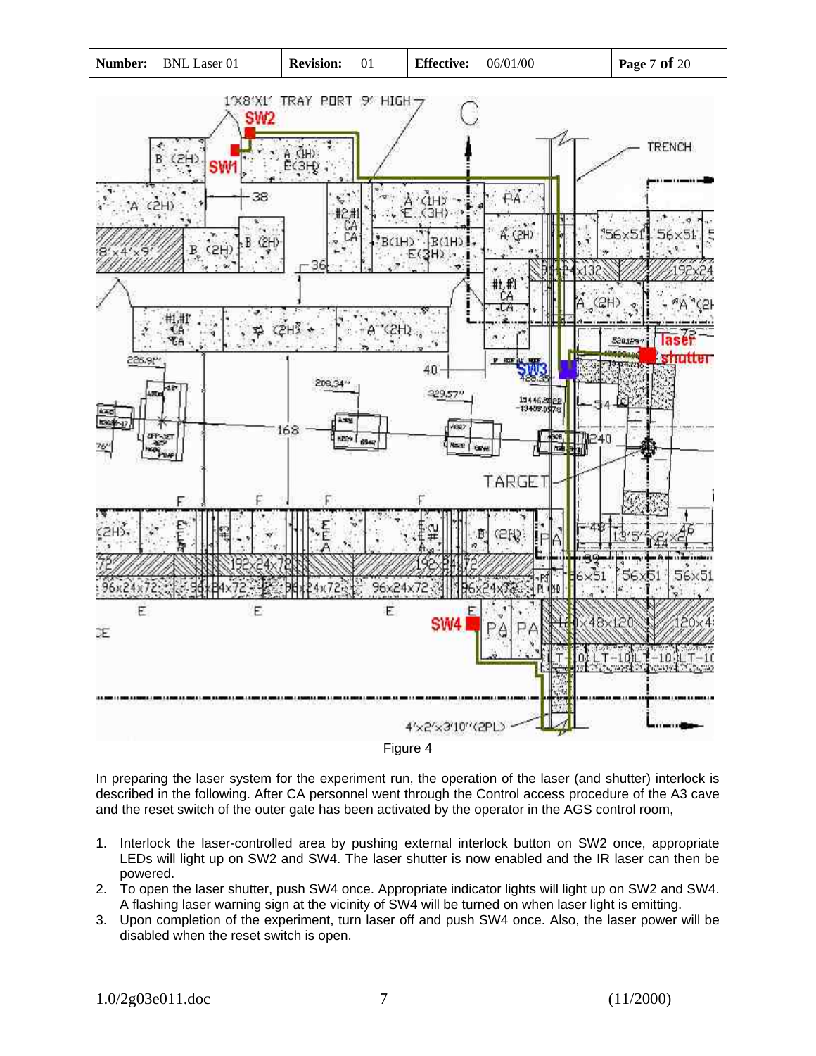Figure 4

In preparing the laser system for the experiment run, the operation of the laser (and shutter) interlock is described in the following. After CA personnel went through the Control access procedure of the A3 cave and the reset switch of the outer gate has been activated by the operator in the AGS control room,

1. Interlock the laser-controlled area by pushing external interlock button on SW2 once, appropriate LEDs will light up on SW2 and SW4. The laser shutter is now enabled and the IR laser can then be powered.
2. To open the laser shutter, push SW4 once. Appropriate indicator lights will light up on SW2 and SW4. A flashing laser warning sign at the vicinity of SW4 will be turned on when laser light is emitting.
3. Upon completion of the experiment, turn laser off and push SW4 once. Also, the laser power will be disabled when the reset switch is open.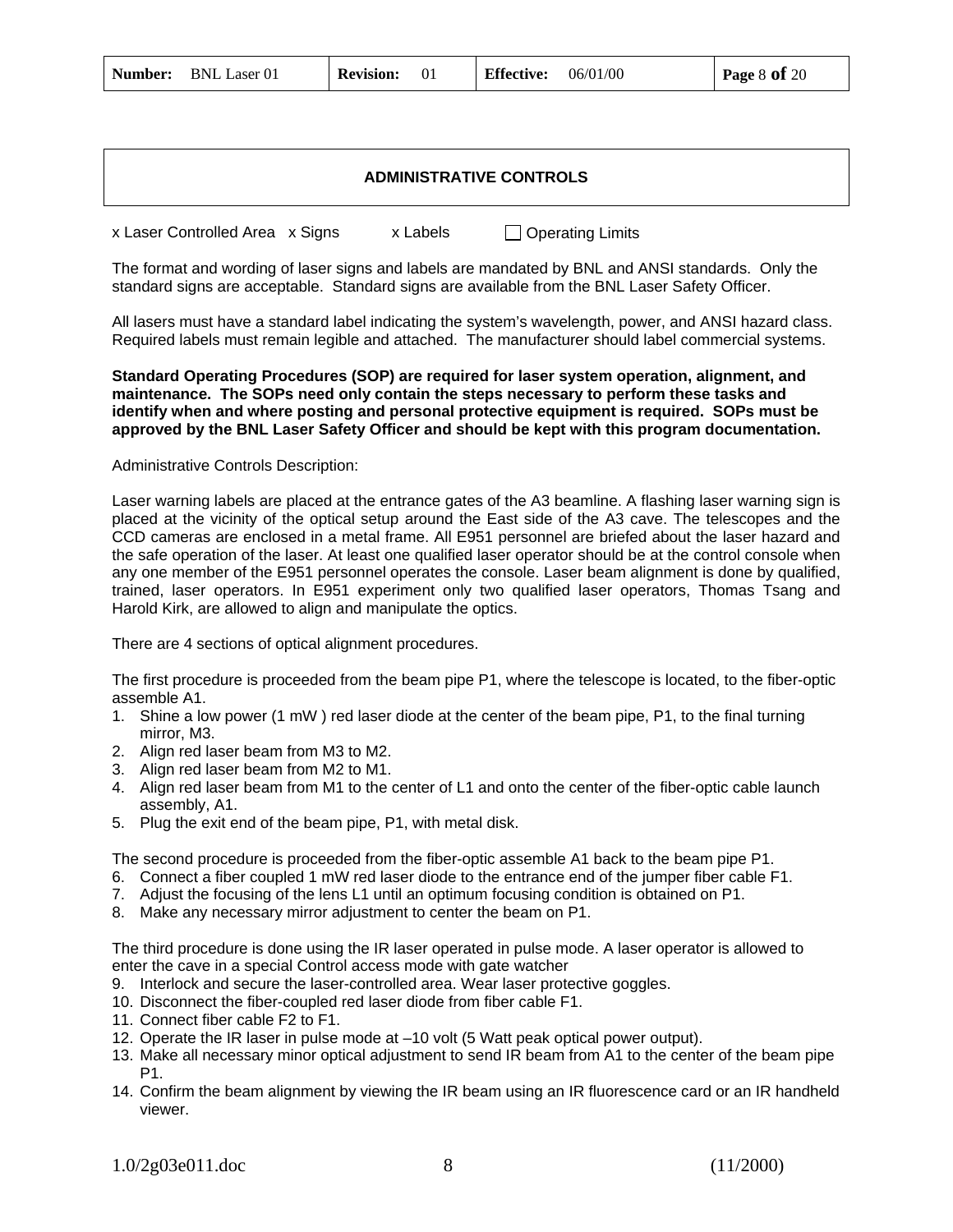## ADMINISTRATIVE CONTROLS

x Laser Controlled Area   x Signs   x Labels   ☐ Operating Limits

The format and wording of laser signs and labels are mandated by BNL and ANSI standards. Only the standard signs are acceptable. Standard signs are available from the BNL Laser Safety Officer.

All lasers must have a standard label indicating the system's wavelength, power, and ANSI hazard class. Required labels must remain legible and attached. The manufacturer should label commercial systems.

**Standard Operating Procedures (SOP) are required for laser system operation, alignment, and maintenance. The SOPs need only contain the steps necessary to perform these tasks and identify when and where posting and personal protective equipment is required. SOPs must be approved by the BNL Laser Safety Officer and should be kept with this program documentation.**

Administrative Controls Description:

Laser warning labels are placed at the entrance gates of the A3 beamline. A flashing laser warning sign is placed at the vicinity of the optical setup around the East side of the A3 cave. The telescopes and the CCD cameras are enclosed in a metal frame. All E951 personnel are briefed about the laser hazard and the safe operation of the laser. At least one qualified laser operator should be at the control console when any one member of the E951 personnel operates the console. Laser beam alignment is done by qualified, trained, laser operators. In E951 experiment only two qualified laser operators, Thomas Tsang and Harold Kirk, are allowed to align and manipulate the optics.

There are 4 sections of optical alignment procedures.

The first procedure is proceeded from the beam pipe P1, where the telescope is located, to the fiber-optic assemble A1.

1. Shine a low power (1 mW ) red laser diode at the center of the beam pipe, P1, to the final turning mirror, M3.
2. Align red laser beam from M3 to M2.
3. Align red laser beam from M2 to M1.
4. Align red laser beam from M1 to the center of L1 and onto the center of the fiber-optic cable launch assembly, A1.
5. Plug the exit end of the beam pipe, P1, with metal disk.

The second procedure is proceeded from the fiber-optic assemble A1 back to the beam pipe P1.

6. Connect a fiber coupled 1 mW red laser diode to the entrance end of the jumper fiber cable F1.
7. Adjust the focusing of the lens L1 until an optimum focusing condition is obtained on P1.
8. Make any necessary mirror adjustment to center the beam on P1.

The third procedure is done using the IR laser operated in pulse mode. A laser operator is allowed to enter the cave in a special Control access mode with gate watcher

9. Interlock and secure the laser-controlled area. Wear laser protective goggles.
10. Disconnect the fiber-coupled red laser diode from fiber cable F1.
11. Connect fiber cable F2 to F1.
12. Operate the IR laser in pulse mode at –10 volt (5 Watt peak optical power output).
13. Make all necessary minor optical adjustment to send IR beam from A1 to the center of the beam pipe P1.
14. Confirm the beam alignment by viewing the IR beam using an IR fluorescence card or an IR handheld viewer.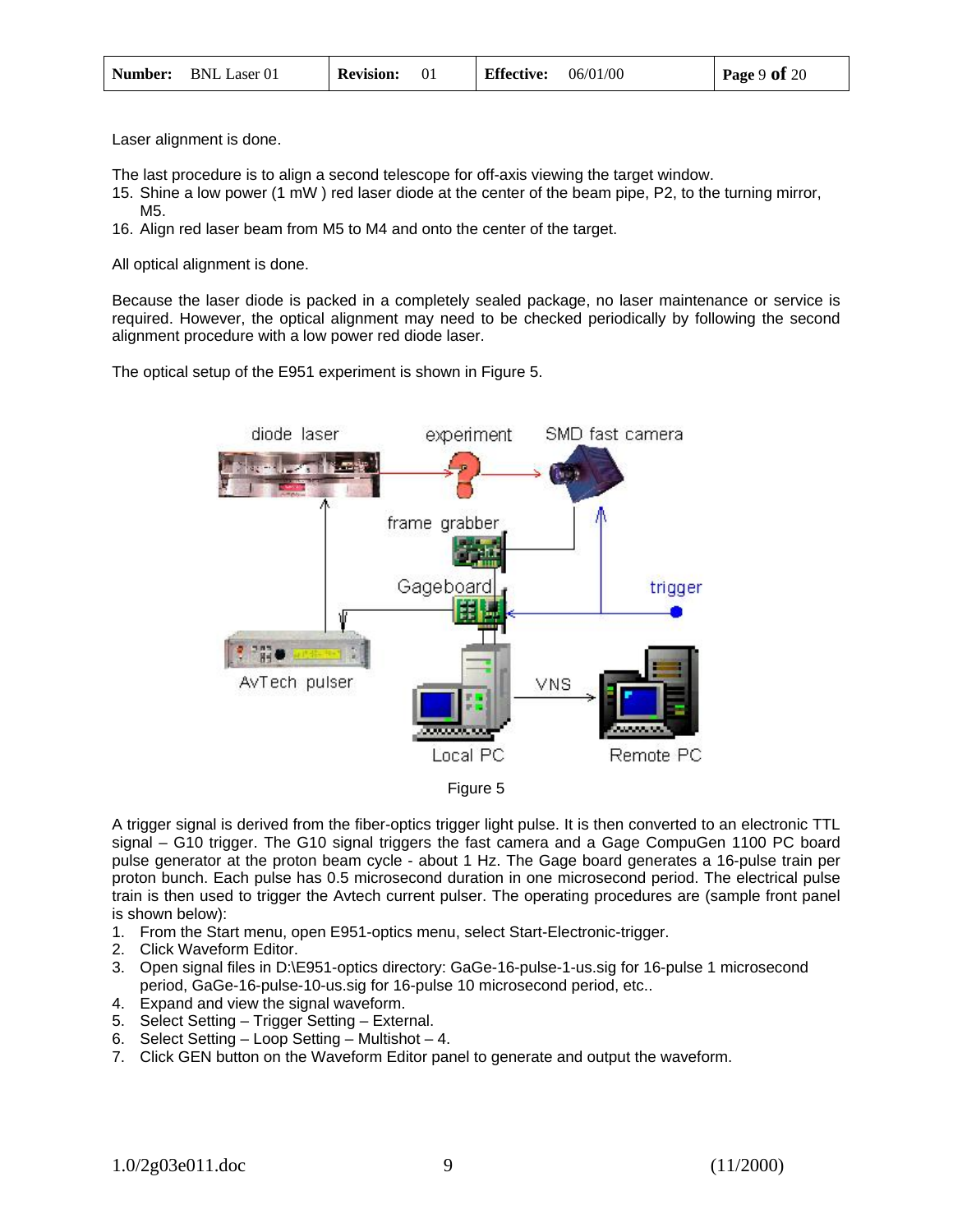Laser alignment is done.

The last procedure is to align a second telescope for off-axis viewing the target window.

15. Shine a low power (1 mW ) red laser diode at the center of the beam pipe, P2, to the turning mirror, M5.
16. Align red laser beam from M5 to M4 and onto the center of the target.

All optical alignment is done.

Because the laser diode is packed in a completely sealed package, no laser maintenance or service is required. However, the optical alignment may need to be checked periodically by following the second alignment procedure with a low power red diode laser.

The optical setup of the E951 experiment is shown in Figure 5.

Figure 5

A trigger signal is derived from the fiber-optics trigger light pulse. It is then converted to an electronic TTL signal – G10 trigger. The G10 signal triggers the fast camera and a Gage CompuGen 1100 PC board pulse generator at the proton beam cycle - about 1 Hz. The Gage board generates a 16-pulse train per proton bunch. Each pulse has 0.5 microsecond duration in one microsecond period. The electrical pulse train is then used to trigger the Avtech current pulser. The operating procedures are (sample front panel is shown below):

1. From the Start menu, open E951-optics menu, select Start-Electronic-trigger.
2. Click Waveform Editor.
3. Open signal files in D:\E951-optics directory: GaGe-16-pulse-1-us.sig for 16-pulse 1 microsecond period, GaGe-16-pulse-10-us.sig for 16-pulse 10 microsecond period, etc..
4. Expand and view the signal waveform.
5. Select Setting – Trigger Setting – External.
6. Select Setting – Loop Setting – Multishot – 4.
7. Click GEN button on the Waveform Editor panel to generate and output the waveform.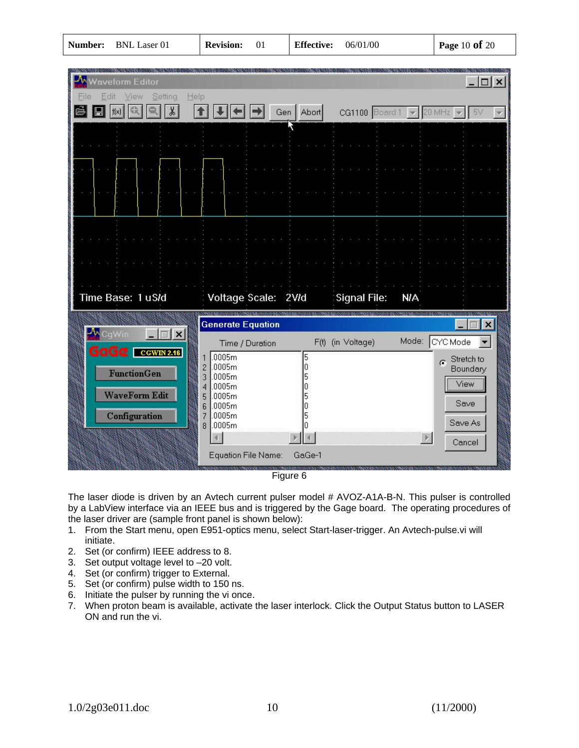Figure 6

The laser diode is driven by an Avtech current pulser model # AVOZ-A1A-B-N. This pulser is controlled by a LabView interface via an IEEE bus and is triggered by the Gage board. The operating procedures of the laser driver are (sample front panel is shown below):

1. From the Start menu, open E951-optics menu, select Start-laser-trigger. An Avtech-pulse.vi will initiate.
2. Set (or confirm) IEEE address to 8.
3. Set output voltage level to –20 volt.
4. Set (or confirm) trigger to External.
5. Set (or confirm) pulse width to 150 ns.
6. Initiate the pulser by running the vi once.
7. When proton beam is available, activate the laser interlock. Click the Output Status button to LASER ON and run the vi.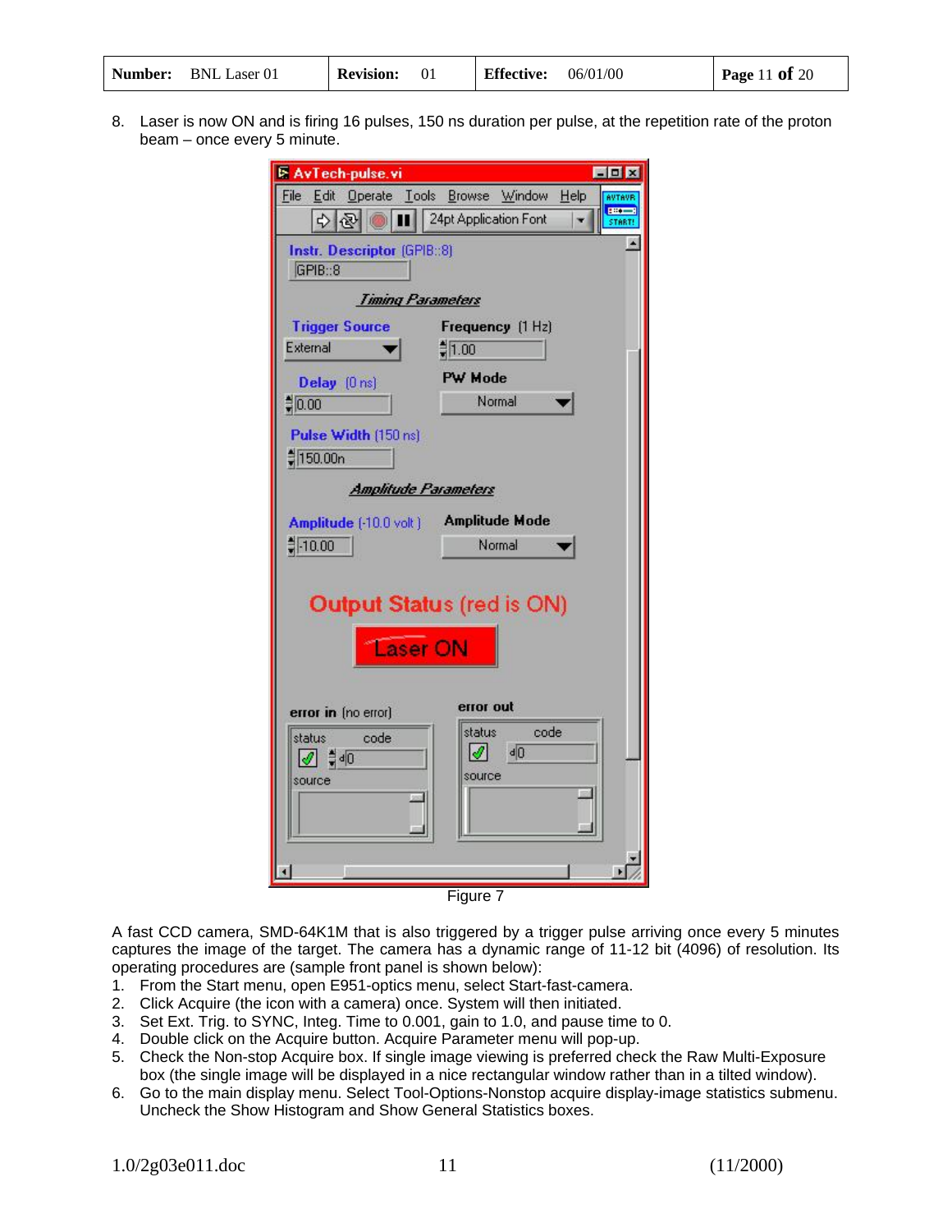8. Laser is now ON and is firing 16 pulses, 150 ns duration per pulse, at the repetition rate of the proton beam – once every 5 minute.

Figure 7

A fast CCD camera, SMD-64K1M that is also triggered by a trigger pulse arriving once every 5 minutes captures the image of the target. The camera has a dynamic range of 11-12 bit (4096) of resolution. Its operating procedures are (sample front panel is shown below):

1. From the Start menu, open E951-optics menu, select Start-fast-camera.
2. Click Acquire (the icon with a camera) once. System will then initiated.
3. Set Ext. Trig. to SYNC, Integ. Time to 0.001, gain to 1.0, and pause time to 0.
4. Double click on the Acquire button. Acquire Parameter menu will pop-up.
5. Check the Non-stop Acquire box. If single image viewing is preferred check the Raw Multi-Exposure box (the single image will be displayed in a nice rectangular window rather than in a tilted window).
6. Go to the main display menu. Select Tool-Options-Nonstop acquire display-image statistics submenu. Uncheck the Show Histogram and Show General Statistics boxes.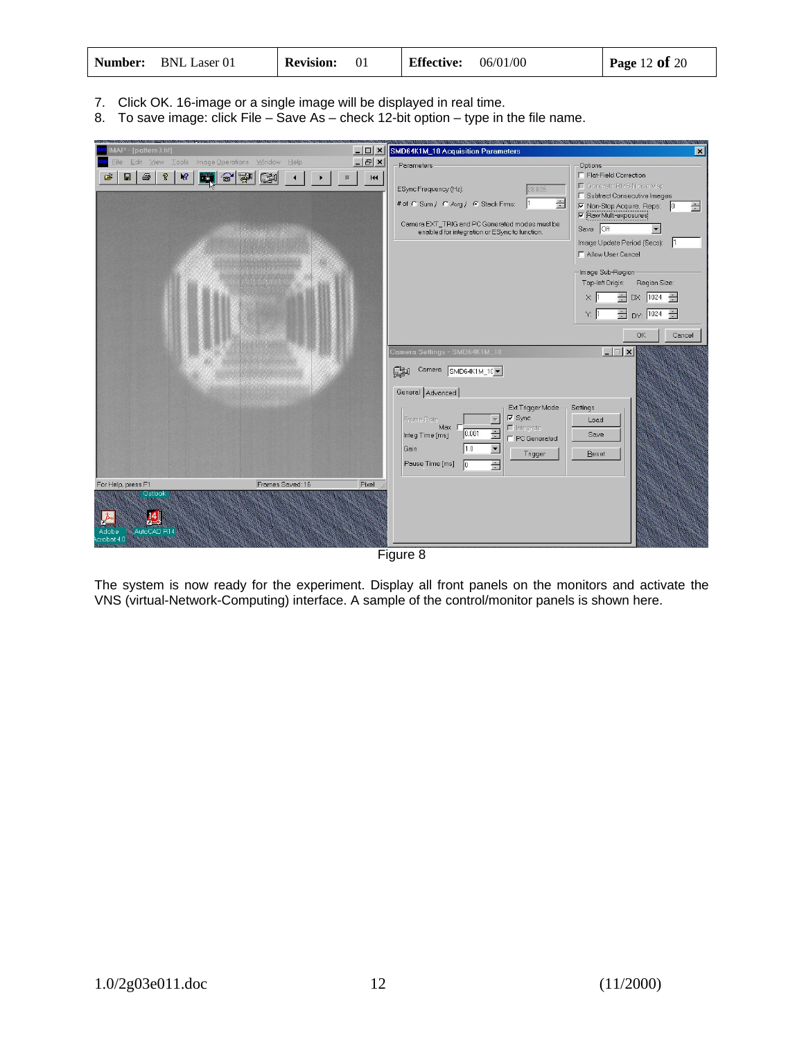7. Click OK. 16-image or a single image will be displayed in real time.
8. To save image: click File – Save As – check 12-bit option – type in the file name.

Figure 8

The system is now ready for the experiment. Display all front panels on the monitors and activate the VNS (virtual-Network-Computing) interface. A sample of the control/monitor panels is shown here.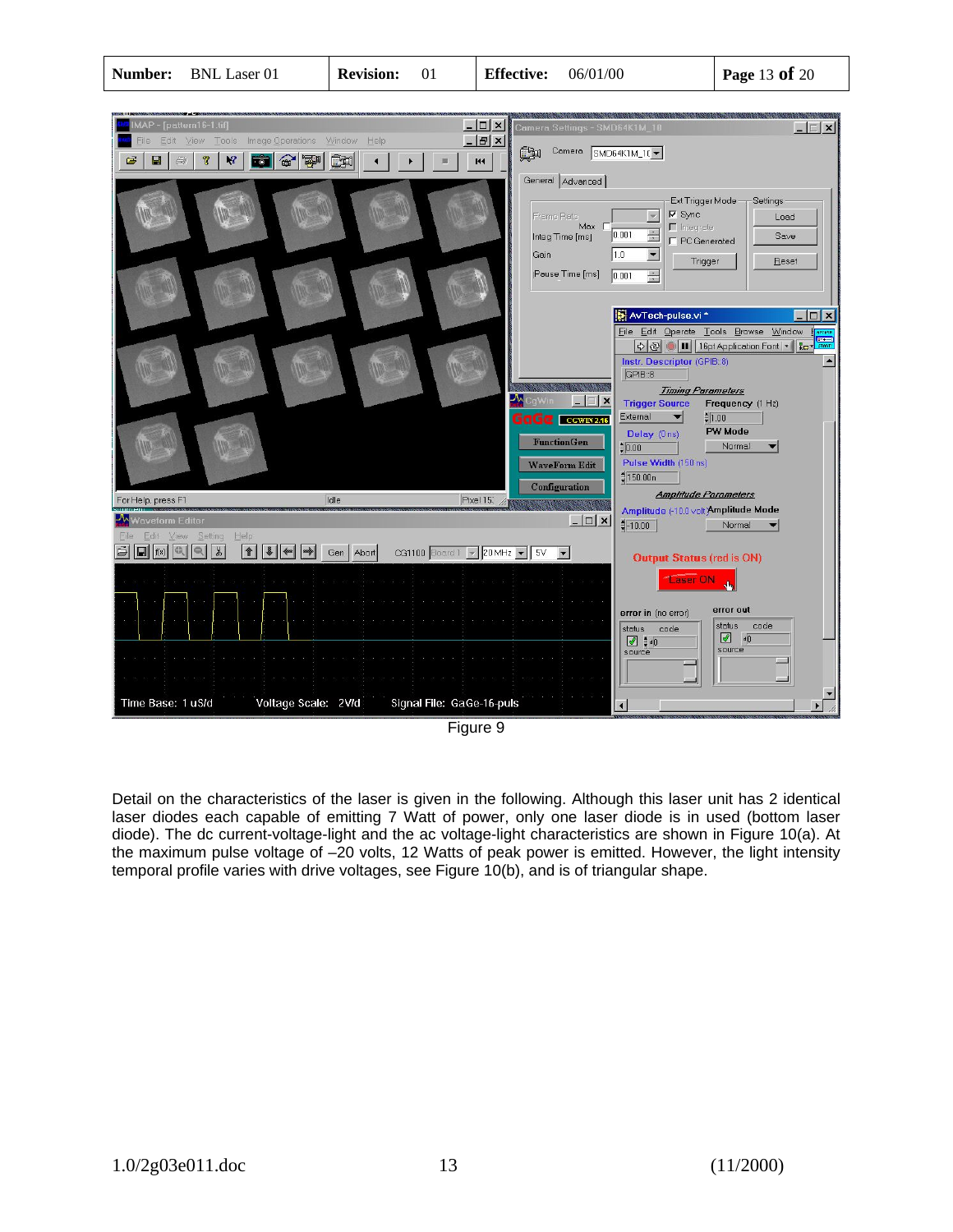Figure 9

Detail on the characteristics of the laser is given in the following. Although this laser unit has 2 identical laser diodes each capable of emitting 7 Watt of power, only one laser diode is in used (bottom laser diode). The dc current-voltage-light and the ac voltage-light characteristics are shown in Figure 10(a). At the maximum pulse voltage of –20 volts, 12 Watts of peak power is emitted. However, the light intensity temporal profile varies with drive voltages, see Figure 10(b), and is of triangular shape.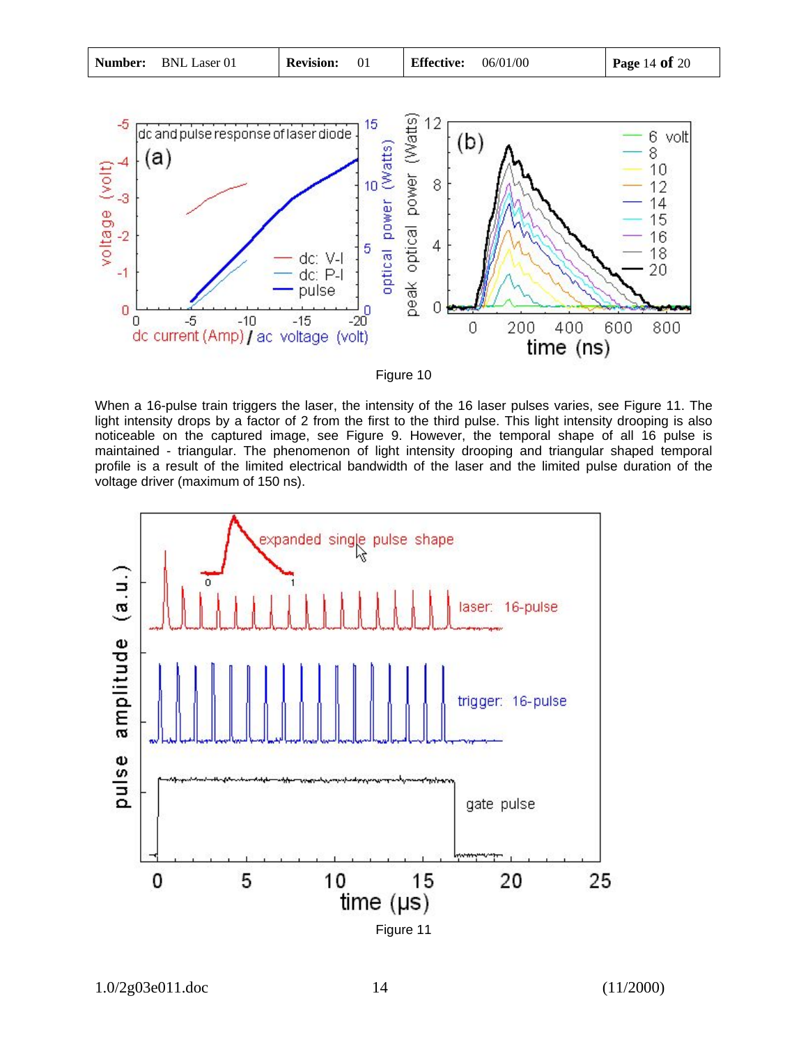Figure 10

When a 16-pulse train triggers the laser, the intensity of the 16 laser pulses varies, see Figure 11. The light intensity drops by a factor of 2 from the first to the third pulse. This light intensity drooping is also noticeable on the captured image, see Figure 9. However, the temporal shape of all 16 pulse is maintained - triangular. The phenomenon of light intensity drooping and triangular shaped temporal profile is a result of the limited electrical bandwidth of the laser and the limited pulse duration of the voltage driver (maximum of 150 ns).

Figure 11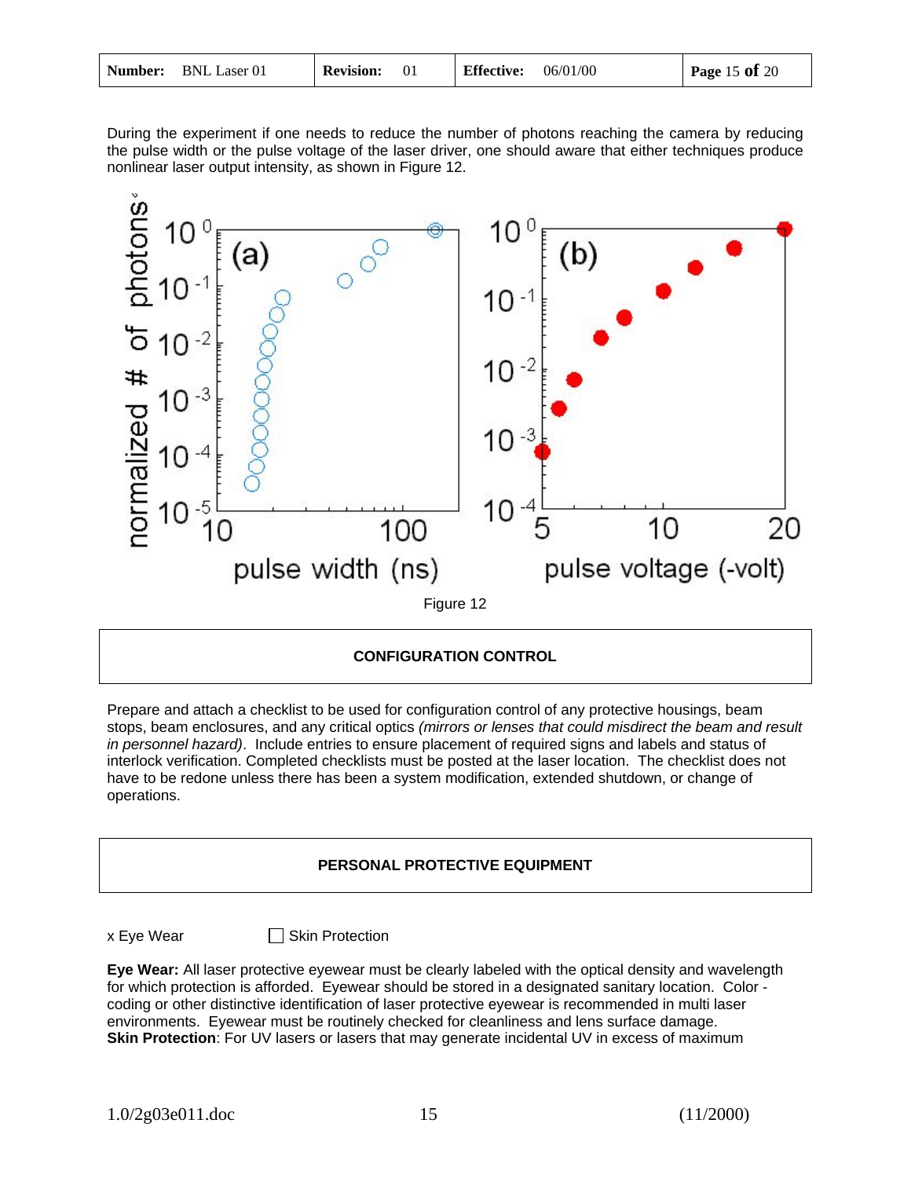During the experiment if one needs to reduce the number of photons reaching the camera by reducing the pulse width or the pulse voltage of the laser driver, one should aware that either techniques produce nonlinear laser output intensity, as shown in Figure 12.

Figure 12

## CONFIGURATION CONTROL

Prepare and attach a checklist to be used for configuration control of any protective housings, beam stops, beam enclosures, and any critical optics *(mirrors or lenses that could misdirect the beam and result in personnel hazard)*. Include entries to ensure placement of required signs and labels and status of interlock verification. Completed checklists must be posted at the laser location. The checklist does not have to be redone unless there has been a system modification, extended shutdown, or change of operations.

## PERSONAL PROTECTIVE EQUIPMENT

x Eye Wear ☐ Skin Protection

**Eye Wear:** All laser protective eyewear must be clearly labeled with the optical density and wavelength for which protection is afforded. Eyewear should be stored in a designated sanitary location. Color - coding or other distinctive identification of laser protective eyewear is recommended in multi laser environments. Eyewear must be routinely checked for cleanliness and lens surface damage.
**Skin Protection**: For UV lasers or lasers that may generate incidental UV in excess of maximum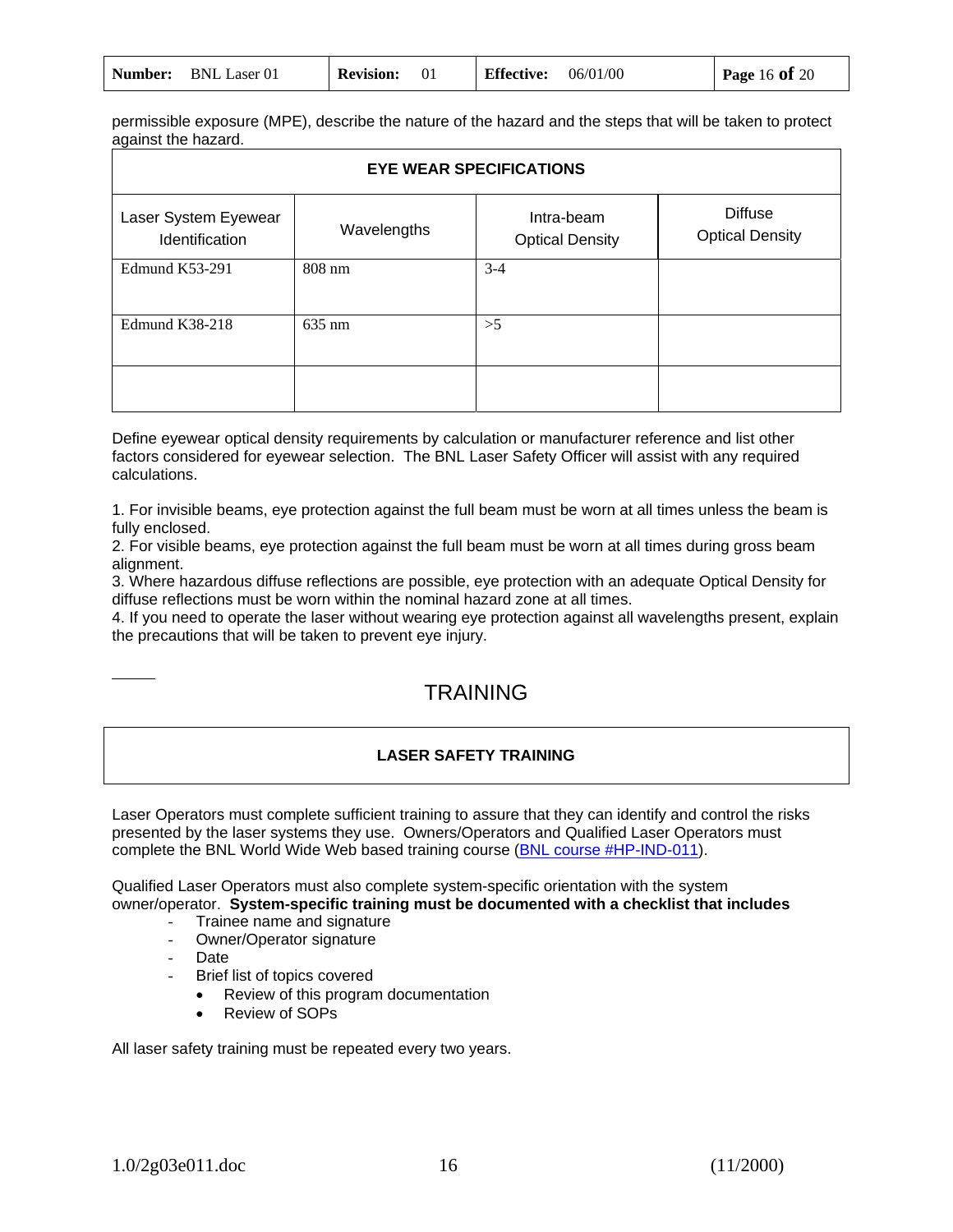permissible exposure (MPE), describe the nature of the hazard and the steps that will be taken to protect against the hazard.

| EYE WEAR SPECIFICATIONS | | | |
|---|---|---|---|
| Laser System Eyewear Identification | Wavelengths | Intra-beam Optical Density | Diffuse Optical Density |
| Edmund K53-291 | 808 nm | 3-4 | |
| Edmund K38-218 | 635 nm | >5 | |
| | | | |

Define eyewear optical density requirements by calculation or manufacturer reference and list other factors considered for eyewear selection. The BNL Laser Safety Officer will assist with any required calculations.

1. For invisible beams, eye protection against the full beam must be worn at all times unless the beam is fully enclosed.
2. For visible beams, eye protection against the full beam must be worn at all times during gross beam alignment.
3. Where hazardous diffuse reflections are possible, eye protection with an adequate Optical Density for diffuse reflections must be worn within the nominal hazard zone at all times.
4. If you need to operate the laser without wearing eye protection against all wavelengths present, explain the precautions that will be taken to prevent eye injury.

# TRAINING

## LASER SAFETY TRAINING

Laser Operators must complete sufficient training to assure that they can identify and control the risks presented by the laser systems they use. Owners/Operators and Qualified Laser Operators must complete the BNL World Wide Web based training course (BNL course #HP-IND-011).

Qualified Laser Operators must also complete system-specific orientation with the system owner/operator. **System-specific training must be documented with a checklist that includes**

- Trainee name and signature
- Owner/Operator signature
- Date
- Brief list of topics covered
  - Review of this program documentation
  - Review of SOPs

All laser safety training must be repeated every two years.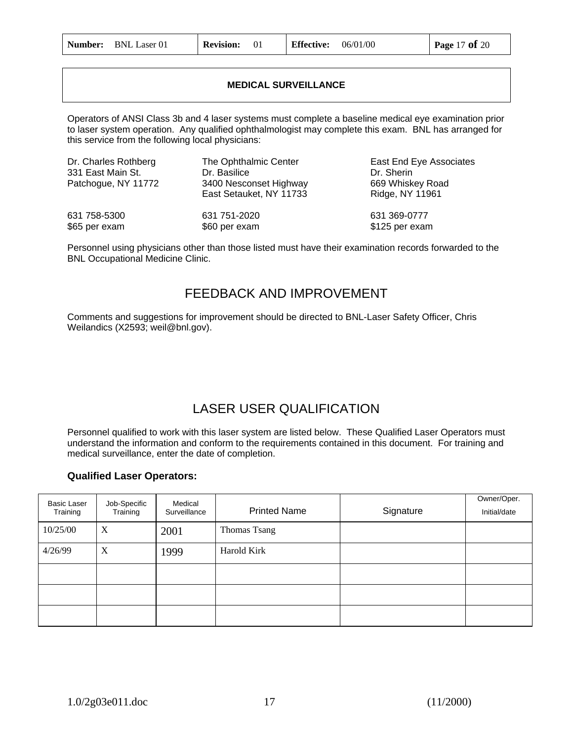## MEDICAL SURVEILLANCE

Operators of ANSI Class 3b and 4 laser systems must complete a baseline medical eye examination prior to laser system operation. Any qualified ophthalmologist may complete this exam. BNL has arranged for this service from the following local physicians:

Dr. Charles Rothberg
331 East Main St.
Patchogue, NY 11772

631 758-5300
$65 per exam

The Ophthalmic Center
Dr. Basilice
3400 Nesconset Highway
East Setauket, NY 11733

631 751-2020
$60 per exam

East End Eye Associates
Dr. Sherin
669 Whiskey Road
Ridge, NY 11961

631 369-0777
$125 per exam

Personnel using physicians other than those listed must have their examination records forwarded to the BNL Occupational Medicine Clinic.

# FEEDBACK AND IMPROVEMENT

Comments and suggestions for improvement should be directed to BNL-Laser Safety Officer, Chris Weilandics (X2593; weil@bnl.gov).

# LASER USER QUALIFICATION

Personnel qualified to work with this laser system are listed below. These Qualified Laser Operators must understand the information and conform to the requirements contained in this document. For training and medical surveillance, enter the date of completion.

**Qualified Laser Operators:**

| Basic Laser Training | Job-Specific Training | Medical Surveillance | Printed Name | Signature | Owner/Oper. Initial/date |
|---|---|---|---|---|---|
| 10/25/00 | X | 2001 | Thomas Tsang | | |
| 4/26/99 | X | 1999 | Harold Kirk | | |
| | | | | | |
| | | | | | |
| | | | | | |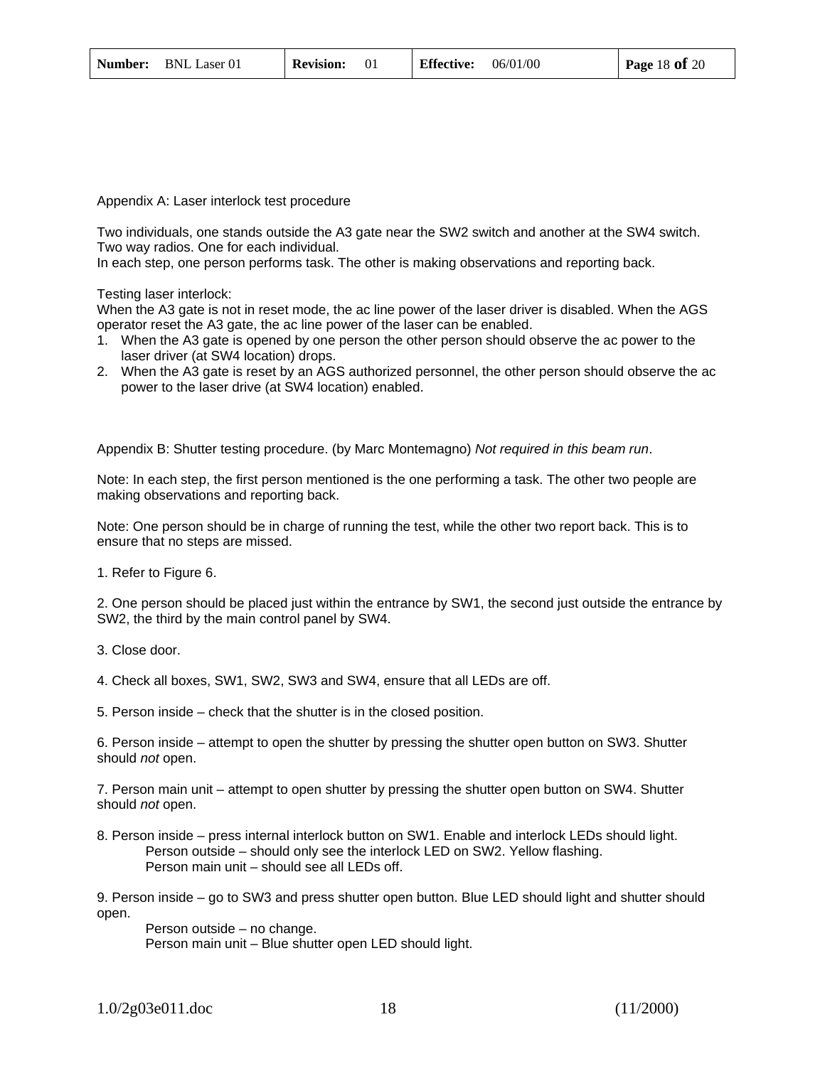Appendix A: Laser interlock test procedure

Two individuals, one stands outside the A3 gate near the SW2 switch and another at the SW4 switch. Two way radios. One for each individual.
In each step, one person performs task. The other is making observations and reporting back.

Testing laser interlock:
When the A3 gate is not in reset mode, the ac line power of the laser driver is disabled. When the AGS operator reset the A3 gate, the ac line power of the laser can be enabled.

1. When the A3 gate is opened by one person the other person should observe the ac power to the laser driver (at SW4 location) drops.
2. When the A3 gate is reset by an AGS authorized personnel, the other person should observe the ac power to the laser drive (at SW4 location) enabled.

Appendix B: Shutter testing procedure. (by Marc Montemagno) *Not required in this beam run*.

Note: In each step, the first person mentioned is the one performing a task. The other two people are making observations and reporting back.

Note: One person should be in charge of running the test, while the other two report back. This is to ensure that no steps are missed.

1. Refer to Figure 6.

2. One person should be placed just within the entrance by SW1, the second just outside the entrance by SW2, the third by the main control panel by SW4.

3. Close door.

4. Check all boxes, SW1, SW2, SW3 and SW4, ensure that all LEDs are off.

5. Person inside – check that the shutter is in the closed position.

6. Person inside – attempt to open the shutter by pressing the shutter open button on SW3. Shutter should *not* open.

7. Person main unit – attempt to open shutter by pressing the shutter open button on SW4. Shutter should *not* open.

8. Person inside – press internal interlock button on SW1. Enable and interlock LEDs should light.
   Person outside – should only see the interlock LED on SW2. Yellow flashing.
   Person main unit – should see all LEDs off.

9. Person inside – go to SW3 and press shutter open button. Blue LED should light and shutter should open.
   Person outside – no change.
   Person main unit – Blue shutter open LED should light.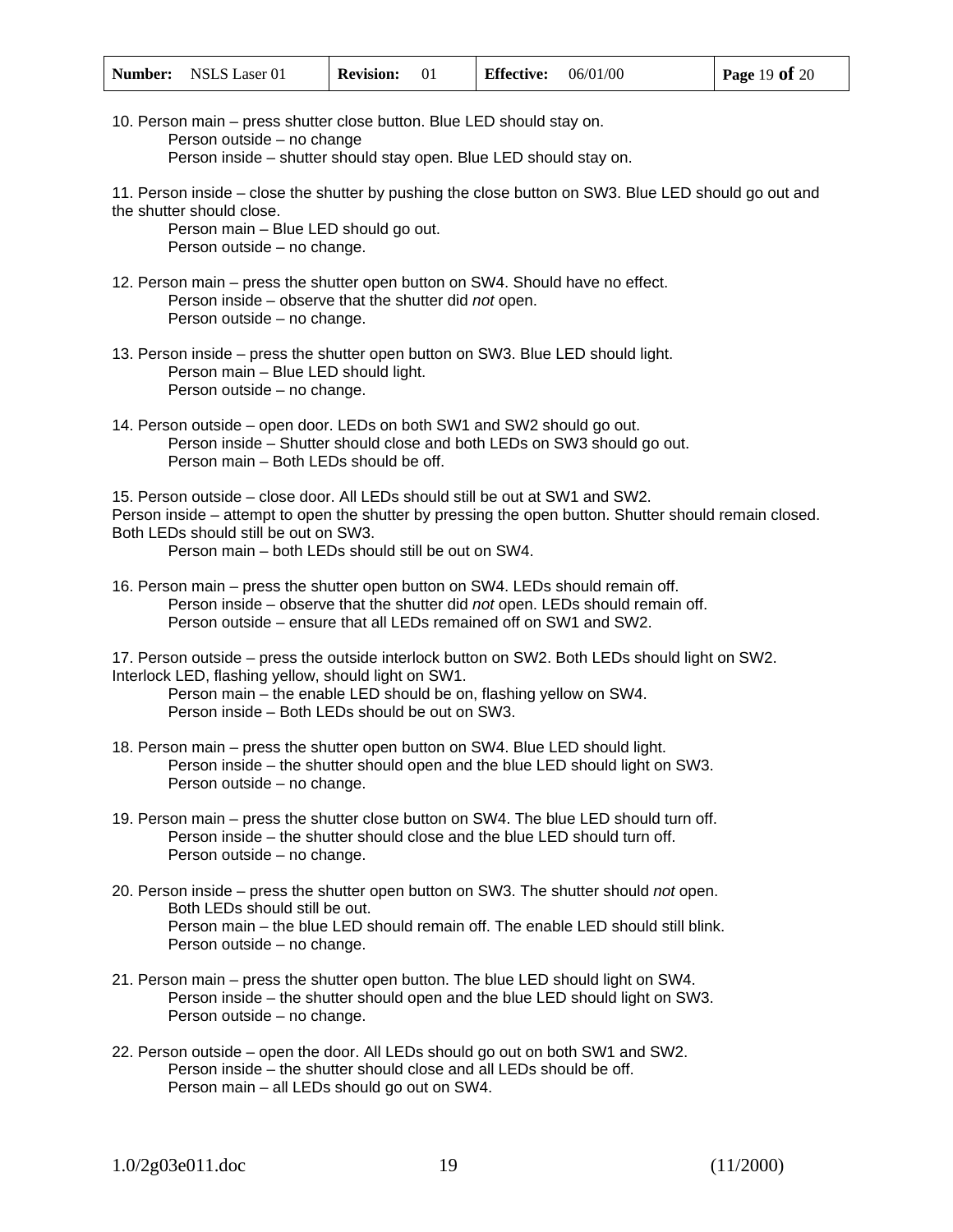10. Person main – press shutter close button. Blue LED should stay on.
    Person outside – no change
    Person inside – shutter should stay open. Blue LED should stay on.

11. Person inside – close the shutter by pushing the close button on SW3. Blue LED should go out and the shutter should close.
    Person main – Blue LED should go out.
    Person outside – no change.

12. Person main – press the shutter open button on SW4. Should have no effect.
    Person inside – observe that the shutter did *not* open.
    Person outside – no change.

13. Person inside – press the shutter open button on SW3. Blue LED should light.
    Person main – Blue LED should light.
    Person outside – no change.

14. Person outside – open door. LEDs on both SW1 and SW2 should go out.
    Person inside – Shutter should close and both LEDs on SW3 should go out.
    Person main – Both LEDs should be off.

15. Person outside – close door. All LEDs should still be out at SW1 and SW2.
Person inside – attempt to open the shutter by pressing the open button. Shutter should remain closed. Both LEDs should still be out on SW3.
    Person main – both LEDs should still be out on SW4.

16. Person main – press the shutter open button on SW4. LEDs should remain off.
    Person inside – observe that the shutter did *not* open. LEDs should remain off.
    Person outside – ensure that all LEDs remained off on SW1 and SW2.

17. Person outside – press the outside interlock button on SW2. Both LEDs should light on SW2. Interlock LED, flashing yellow, should light on SW1.
    Person main – the enable LED should be on, flashing yellow on SW4.
    Person inside – Both LEDs should be out on SW3.

18. Person main – press the shutter open button on SW4. Blue LED should light.
    Person inside – the shutter should open and the blue LED should light on SW3.
    Person outside – no change.

19. Person main – press the shutter close button on SW4. The blue LED should turn off.
    Person inside – the shutter should close and the blue LED should turn off.
    Person outside – no change.

20. Person inside – press the shutter open button on SW3. The shutter should *not* open.
    Both LEDs should still be out.
    Person main – the blue LED should remain off. The enable LED should still blink.
    Person outside – no change.

21. Person main – press the shutter open button. The blue LED should light on SW4.
    Person inside – the shutter should open and the blue LED should light on SW3.
    Person outside – no change.

22. Person outside – open the door. All LEDs should go out on both SW1 and SW2.
    Person inside – the shutter should close and all LEDs should be off.
    Person main – all LEDs should go out on SW4.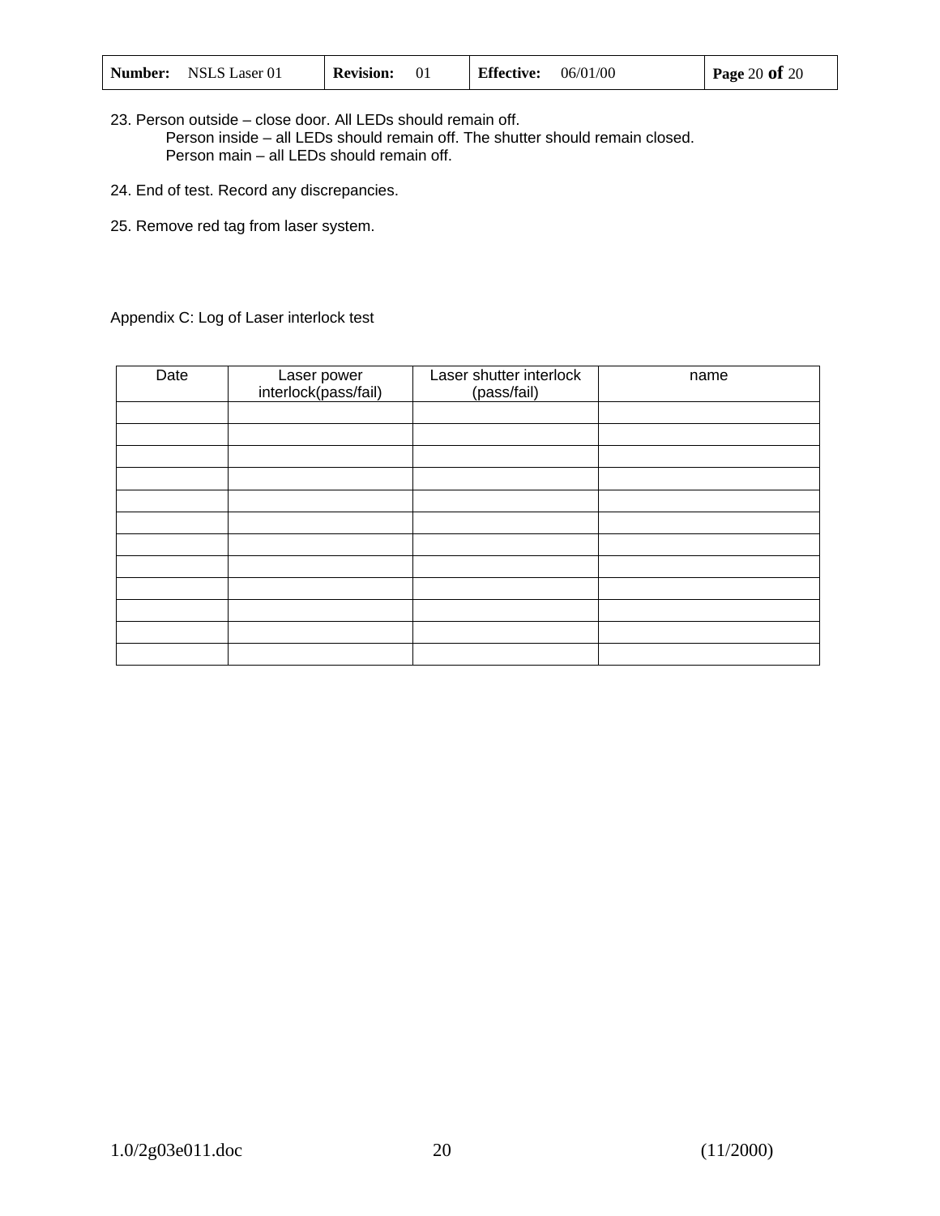23. Person outside – close door. All LEDs should remain off.
    Person inside – all LEDs should remain off. The shutter should remain closed.
    Person main – all LEDs should remain off.

24. End of test. Record any discrepancies.

25. Remove red tag from laser system.

Appendix C: Log of Laser interlock test

| Date | Laser power interlock(pass/fail) | Laser shutter interlock (pass/fail) | name |
|---|---|---|---|
| | | | |
| | | | |
| | | | |
| | | | |
| | | | |
| | | | |
| | | | |
| | | | |
| | | | |
| | | | |
| | | | |
| | | | |